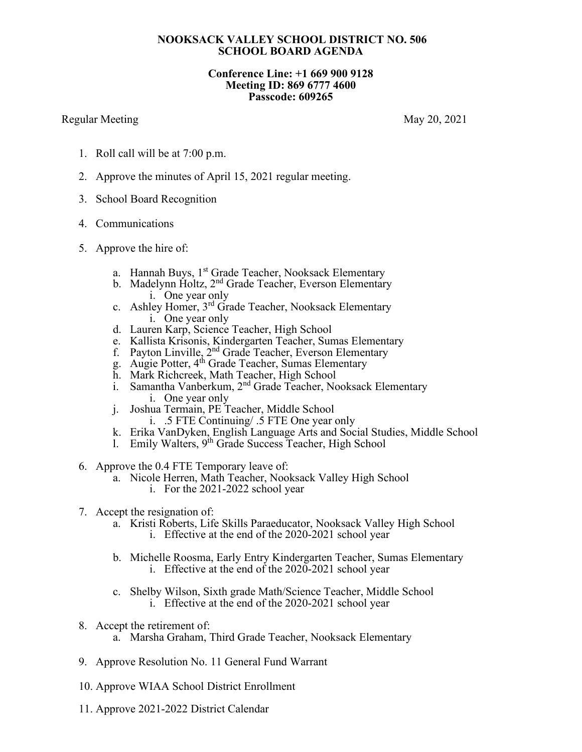**NOOKSACK VALLEY SCHOOL DISTRICT NO. 506**
**SCHOOL BOARD AGENDA**

**Conference Line: +1 669 900 9128**
**Meeting ID: 869 6777 4600**
**Passcode: 609265**

Regular Meeting May 20, 2021

1. Roll call will be at 7:00 p.m.

2. Approve the minutes of April 15, 2021 regular meeting.

3. School Board Recognition

4. Communications

5. Approve the hire of:

   a. Hannah Buys, 1st Grade Teacher, Nooksack Elementary
   b. Madelynn Holtz, 2nd Grade Teacher, Everson Elementary
      i. One year only
   c. Ashley Homer, 3rd Grade Teacher, Nooksack Elementary
      i. One year only
   d. Lauren Karp, Science Teacher, High School
   e. Kallista Krisonis, Kindergarten Teacher, Sumas Elementary
   f. Payton Linville, 2nd Grade Teacher, Everson Elementary
   g. Augie Potter, 4th Grade Teacher, Sumas Elementary
   h. Mark Richcreek, Math Teacher, High School
   i. Samantha Vanberkum, 2nd Grade Teacher, Nooksack Elementary
      i. One year only
   j. Joshua Termain, PE Teacher, Middle School
      i. .5 FTE Continuing/ .5 FTE One year only
   k. Erika VanDyken, English Language Arts and Social Studies, Middle School
   l. Emily Walters, 9th Grade Success Teacher, High School

6. Approve the 0.4 FTE Temporary leave of:
   a. Nicole Herren, Math Teacher, Nooksack Valley High School
      i. For the 2021-2022 school year

7. Accept the resignation of:
   a. Kristi Roberts, Life Skills Paraeducator, Nooksack Valley High School
      i. Effective at the end of the 2020-2021 school year

   b. Michelle Roosma, Early Entry Kindergarten Teacher, Sumas Elementary
      i. Effective at the end of the 2020-2021 school year

   c. Shelby Wilson, Sixth grade Math/Science Teacher, Middle School
      i. Effective at the end of the 2020-2021 school year

8. Accept the retirement of:
   a. Marsha Graham, Third Grade Teacher, Nooksack Elementary

9. Approve Resolution No. 11 General Fund Warrant

10. Approve WIAA School District Enrollment

11. Approve 2021-2022 District Calendar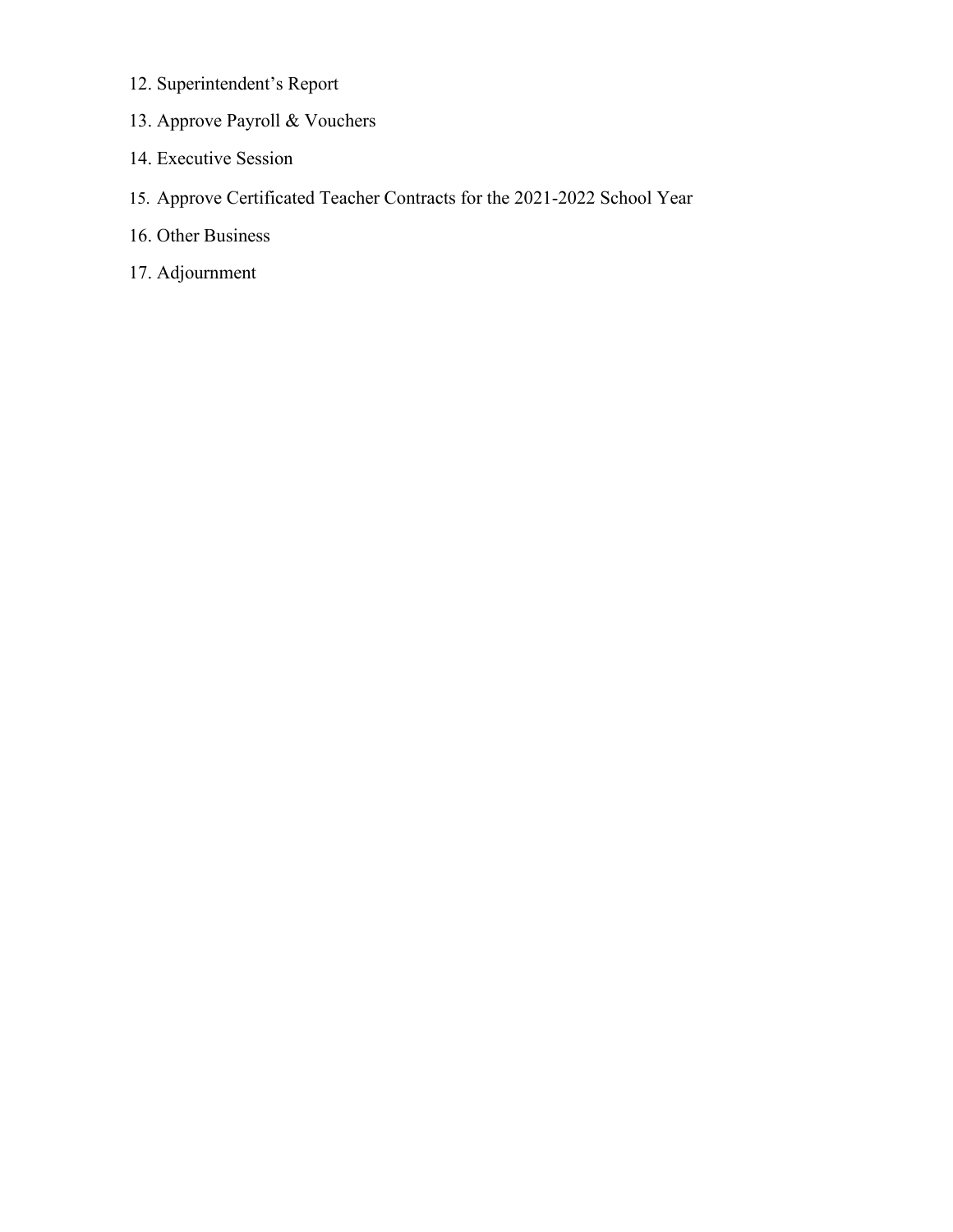12. Superintendent's Report
13. Approve Payroll & Vouchers
14. Executive Session
15. Approve Certificated Teacher Contracts for the 2021-2022 School Year
16. Other Business
17. Adjournment